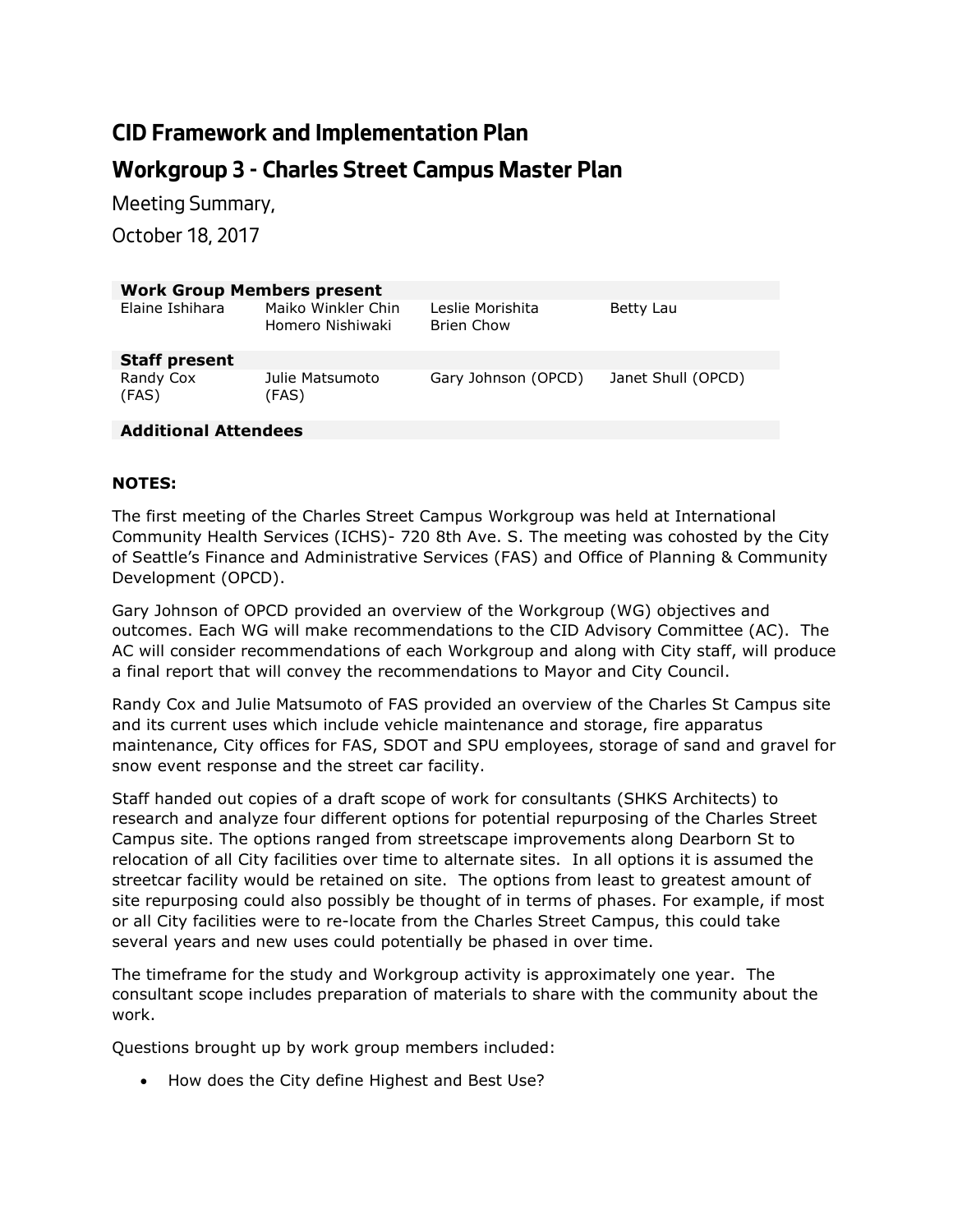# CID Framework and Implementation Plan

# Workgroup 3 - Charles Street Campus Master Plan

Meeting Summary,

October 18, 2017

| **Work Group Members present** | | | |
|---|---|---|---|
| Elaine Ishihara | Maiko Winkler Chin<br>Homero Nishiwaki | Leslie Morishita<br>Brien Chow | Betty Lau |
| **Staff present** | | | |
| Randy Cox (FAS) | Julie Matsumoto (FAS) | Gary Johnson (OPCD) | Janet Shull (OPCD) |
| **Additional Attendees** | | | |

**NOTES:**

The first meeting of the Charles Street Campus Workgroup was held at International Community Health Services (ICHS)- 720 8th Ave. S. The meeting was cohosted by the City of Seattle's Finance and Administrative Services (FAS) and Office of Planning & Community Development (OPCD).

Gary Johnson of OPCD provided an overview of the Workgroup (WG) objectives and outcomes. Each WG will make recommendations to the CID Advisory Committee (AC). The AC will consider recommendations of each Workgroup and along with City staff, will produce a final report that will convey the recommendations to Mayor and City Council.

Randy Cox and Julie Matsumoto of FAS provided an overview of the Charles St Campus site and its current uses which include vehicle maintenance and storage, fire apparatus maintenance, City offices for FAS, SDOT and SPU employees, storage of sand and gravel for snow event response and the street car facility.

Staff handed out copies of a draft scope of work for consultants (SHKS Architects) to research and analyze four different options for potential repurposing of the Charles Street Campus site. The options ranged from streetscape improvements along Dearborn St to relocation of all City facilities over time to alternate sites. In all options it is assumed the streetcar facility would be retained on site. The options from least to greatest amount of site repurposing could also possibly be thought of in terms of phases. For example, if most or all City facilities were to re-locate from the Charles Street Campus, this could take several years and new uses could potentially be phased in over time.

The timeframe for the study and Workgroup activity is approximately one year. The consultant scope includes preparation of materials to share with the community about the work.

Questions brought up by work group members included:

- How does the City define Highest and Best Use?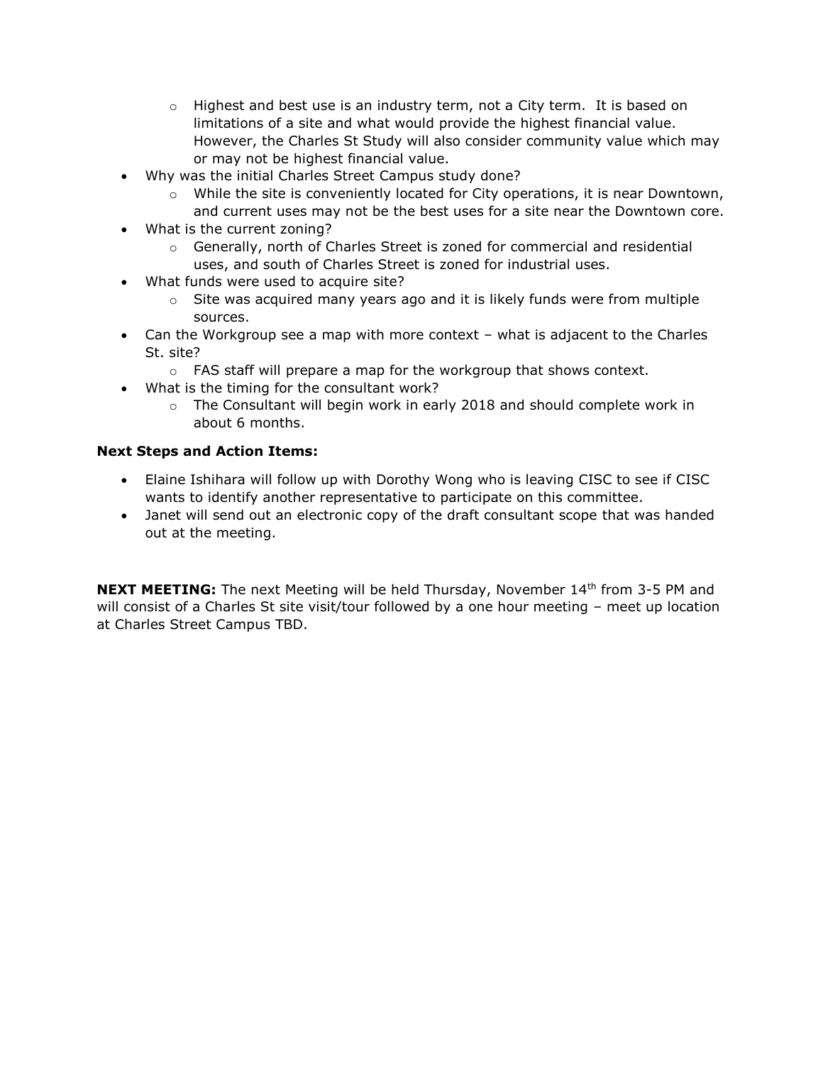- Highest and best use is an industry term, not a City term. It is based on limitations of a site and what would provide the highest financial value. However, the Charles St Study will also consider community value which may or may not be highest financial value.
- Why was the initial Charles Street Campus study done?
  - While the site is conveniently located for City operations, it is near Downtown, and current uses may not be the best uses for a site near the Downtown core.
- What is the current zoning?
  - Generally, north of Charles Street is zoned for commercial and residential uses, and south of Charles Street is zoned for industrial uses.
- What funds were used to acquire site?
  - Site was acquired many years ago and it is likely funds were from multiple sources.
- Can the Workgroup see a map with more context – what is adjacent to the Charles St. site?
  - FAS staff will prepare a map for the workgroup that shows context.
- What is the timing for the consultant work?
  - The Consultant will begin work in early 2018 and should complete work in about 6 months.

**Next Steps and Action Items:**

- Elaine Ishihara will follow up with Dorothy Wong who is leaving CISC to see if CISC wants to identify another representative to participate on this committee.
- Janet will send out an electronic copy of the draft consultant scope that was handed out at the meeting.

**NEXT MEETING:** The next Meeting will be held Thursday, November 14th from 3-5 PM and will consist of a Charles St site visit/tour followed by a one hour meeting – meet up location at Charles Street Campus TBD.